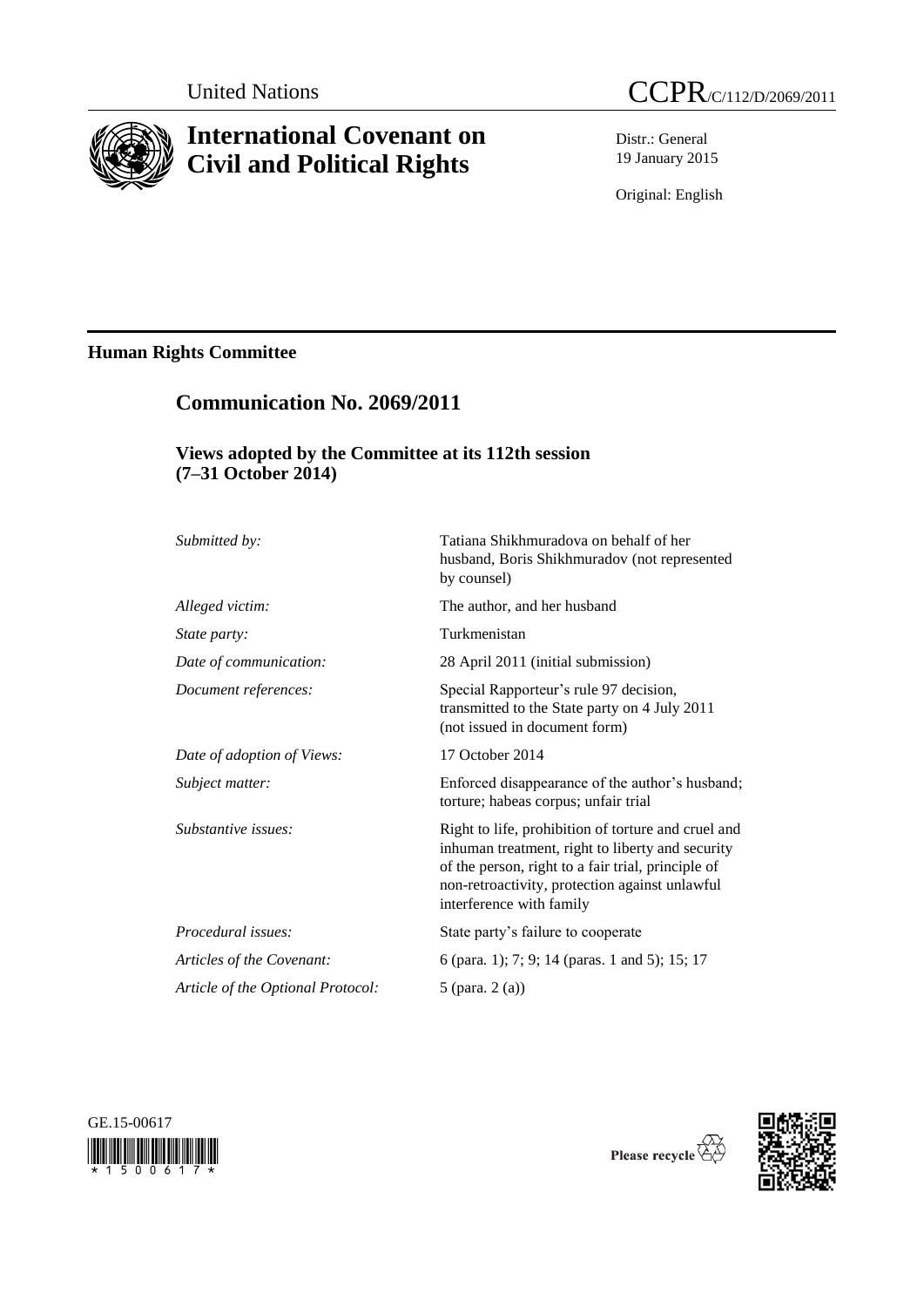United Nations

CCPR/C/112/D/2069/2011

# International Covenant on Civil and Political Rights

Distr.: General
19 January 2015

Original: English

## Human Rights Committee

## Communication No. 2069/2011

### Views adopted by the Committee at its 112th session (7–31 October 2014)

| | |
|---|---|
| *Submitted by:* | Tatiana Shikhmuradova on behalf of her husband, Boris Shikhmuradov (not represented by counsel) |
| *Alleged victim:* | The author, and her husband |
| *State party:* | Turkmenistan |
| *Date of communication:* | 28 April 2011 (initial submission) |
| *Document references:* | Special Rapporteur's rule 97 decision, transmitted to the State party on 4 July 2011 (not issued in document form) |
| *Date of adoption of Views:* | 17 October 2014 |
| *Subject matter:* | Enforced disappearance of the author's husband; torture; habeas corpus; unfair trial |
| *Substantive issues:* | Right to life, prohibition of torture and cruel and inhuman treatment, right to liberty and security of the person, right to a fair trial, principle of non-retroactivity, protection against unlawful interference with family |
| *Procedural issues:* | State party's failure to cooperate |
| *Articles of the Covenant:* | 6 (para. 1); 7; 9; 14 (paras. 1 and 5); 15; 17 |
| *Article of the Optional Protocol:* | 5 (para. 2 (a)) |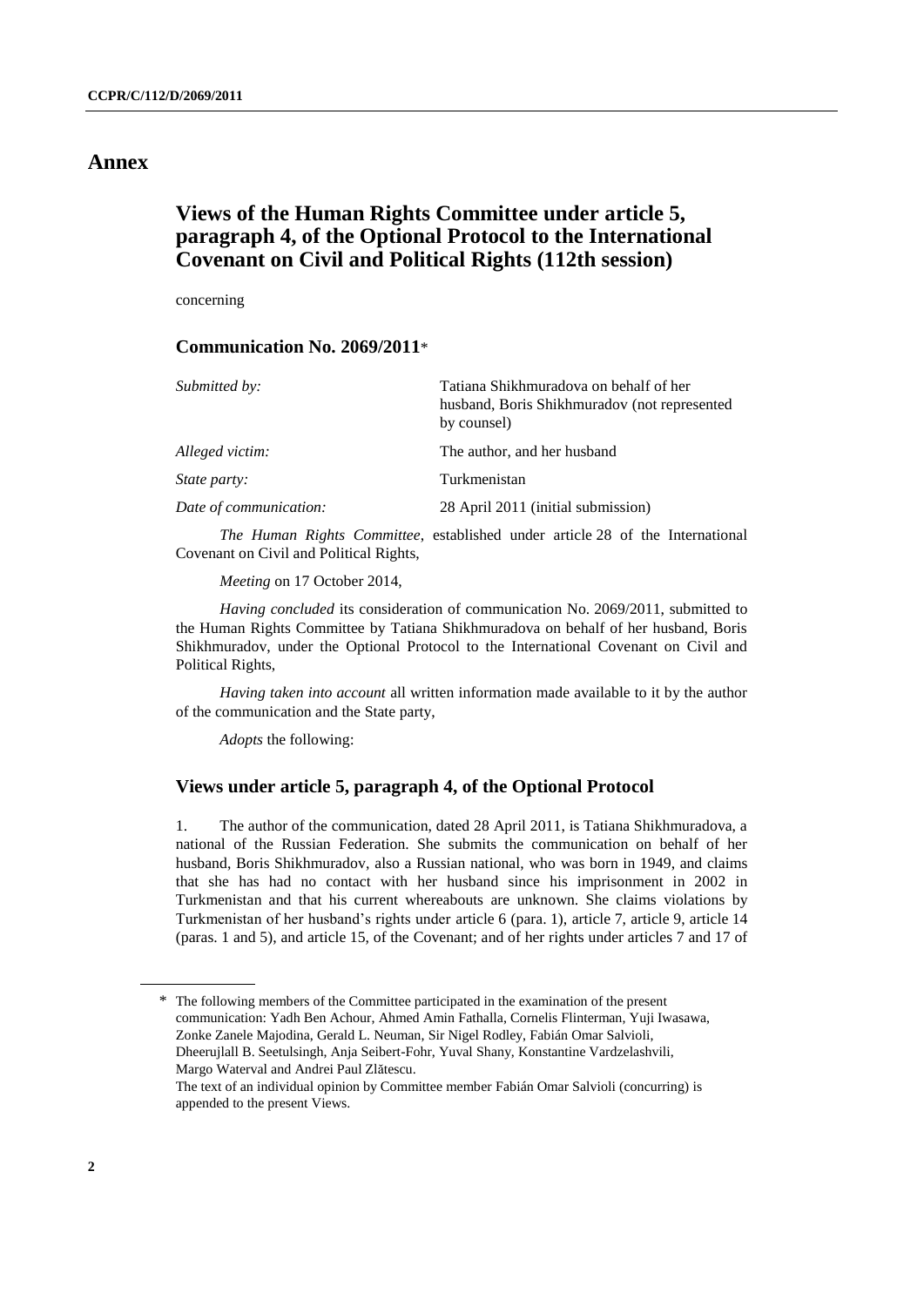# Annex

## Views of the Human Rights Committee under article 5, paragraph 4, of the Optional Protocol to the International Covenant on Civil and Political Rights (112th session)

concerning

### Communication No. 2069/2011*

| | |
|---|---|
| *Submitted by:* | Tatiana Shikhmuradova on behalf of her husband, Boris Shikhmuradov (not represented by counsel) |
| *Alleged victim:* | The author, and her husband |
| *State party:* | Turkmenistan |
| *Date of communication:* | 28 April 2011 (initial submission) |

*The Human Rights Committee*, established under article 28 of the International Covenant on Civil and Political Rights,

*Meeting* on 17 October 2014,

*Having concluded* its consideration of communication No. 2069/2011, submitted to the Human Rights Committee by Tatiana Shikhmuradova on behalf of her husband, Boris Shikhmuradov, under the Optional Protocol to the International Covenant on Civil and Political Rights,

*Having taken into account* all written information made available to it by the author of the communication and the State party,

*Adopts* the following:

### Views under article 5, paragraph 4, of the Optional Protocol

1. The author of the communication, dated 28 April 2011, is Tatiana Shikhmuradova, a national of the Russian Federation. She submits the communication on behalf of her husband, Boris Shikhmuradov, also a Russian national, who was born in 1949, and claims that she has had no contact with her husband since his imprisonment in 2002 in Turkmenistan and that his current whereabouts are unknown. She claims violations by Turkmenistan of her husband's rights under article 6 (para. 1), article 7, article 9, article 14 (paras. 1 and 5), and article 15, of the Covenant; and of her rights under articles 7 and 17 of

---

\* The following members of the Committee participated in the examination of the present communication: Yadh Ben Achour, Ahmed Amin Fathalla, Cornelis Flinterman, Yuji Iwasawa, Zonke Zanele Majodina, Gerald L. Neuman, Sir Nigel Rodley, Fabián Omar Salvioli, Dheerujlall B. Seetulsingh, Anja Seibert-Fohr, Yuval Shany, Konstantine Vardzelashvili, Margo Waterval and Andrei Paul Zlătescu.

The text of an individual opinion by Committee member Fabián Omar Salvioli (concurring) is appended to the present Views.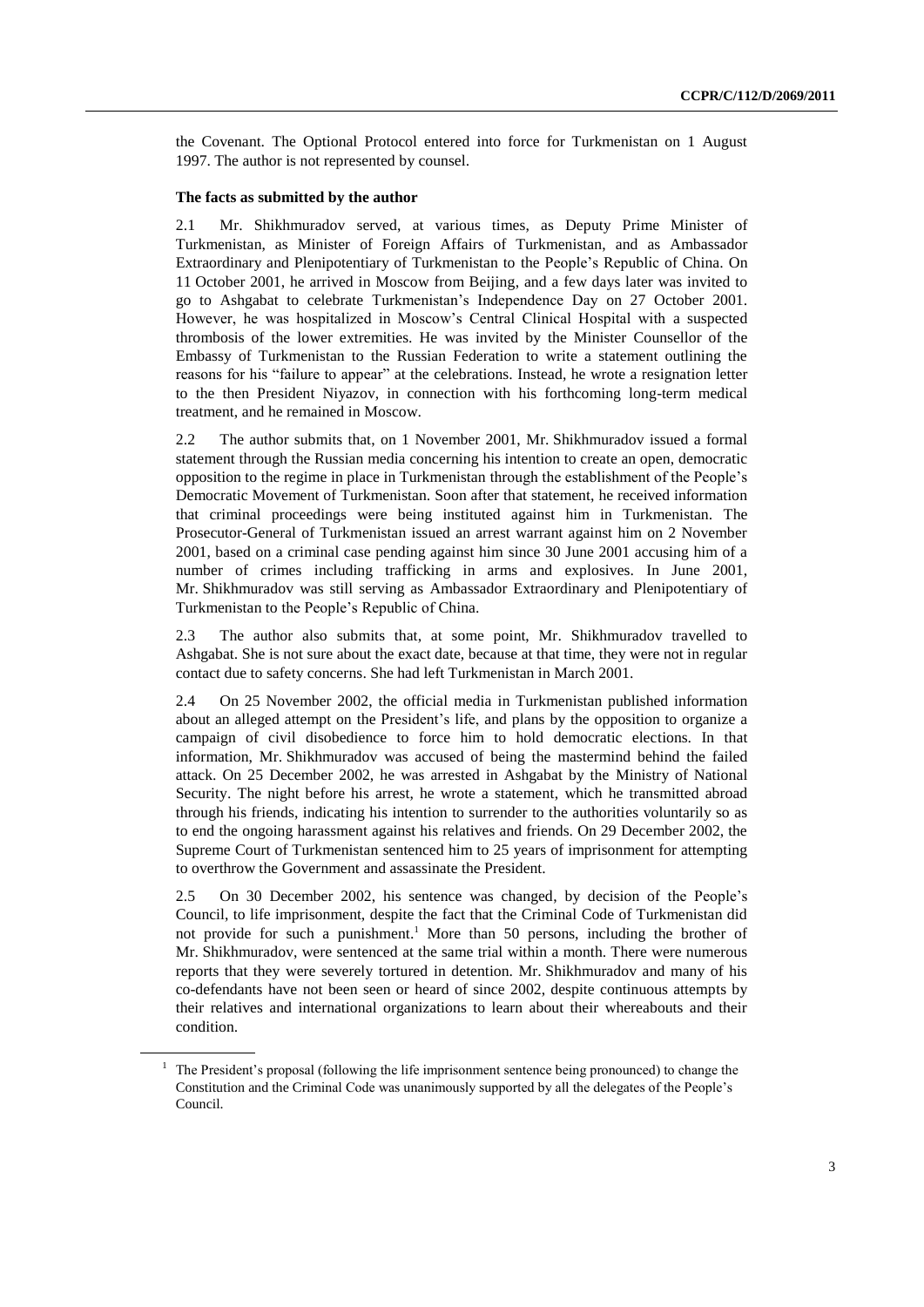the Covenant. The Optional Protocol entered into force for Turkmenistan on 1 August 1997. The author is not represented by counsel.

**The facts as submitted by the author**

2.1 Mr. Shikhmuradov served, at various times, as Deputy Prime Minister of Turkmenistan, as Minister of Foreign Affairs of Turkmenistan, and as Ambassador Extraordinary and Plenipotentiary of Turkmenistan to the People's Republic of China. On 11 October 2001, he arrived in Moscow from Beijing, and a few days later was invited to go to Ashgabat to celebrate Turkmenistan's Independence Day on 27 October 2001. However, he was hospitalized in Moscow's Central Clinical Hospital with a suspected thrombosis of the lower extremities. He was invited by the Minister Counsellor of the Embassy of Turkmenistan to the Russian Federation to write a statement outlining the reasons for his "failure to appear" at the celebrations. Instead, he wrote a resignation letter to the then President Niyazov, in connection with his forthcoming long-term medical treatment, and he remained in Moscow.

2.2 The author submits that, on 1 November 2001, Mr. Shikhmuradov issued a formal statement through the Russian media concerning his intention to create an open, democratic opposition to the regime in place in Turkmenistan through the establishment of the People's Democratic Movement of Turkmenistan. Soon after that statement, he received information that criminal proceedings were being instituted against him in Turkmenistan. The Prosecutor-General of Turkmenistan issued an arrest warrant against him on 2 November 2001, based on a criminal case pending against him since 30 June 2001 accusing him of a number of crimes including trafficking in arms and explosives. In June 2001, Mr. Shikhmuradov was still serving as Ambassador Extraordinary and Plenipotentiary of Turkmenistan to the People's Republic of China.

2.3 The author also submits that, at some point, Mr. Shikhmuradov travelled to Ashgabat. She is not sure about the exact date, because at that time, they were not in regular contact due to safety concerns. She had left Turkmenistan in March 2001.

2.4 On 25 November 2002, the official media in Turkmenistan published information about an alleged attempt on the President's life, and plans by the opposition to organize a campaign of civil disobedience to force him to hold democratic elections. In that information, Mr. Shikhmuradov was accused of being the mastermind behind the failed attack. On 25 December 2002, he was arrested in Ashgabat by the Ministry of National Security. The night before his arrest, he wrote a statement, which he transmitted abroad through his friends, indicating his intention to surrender to the authorities voluntarily so as to end the ongoing harassment against his relatives and friends. On 29 December 2002, the Supreme Court of Turkmenistan sentenced him to 25 years of imprisonment for attempting to overthrow the Government and assassinate the President.

2.5 On 30 December 2002, his sentence was changed, by decision of the People's Council, to life imprisonment, despite the fact that the Criminal Code of Turkmenistan did not provide for such a punishment.[1] More than 50 persons, including the brother of Mr. Shikhmuradov, were sentenced at the same trial within a month. There were numerous reports that they were severely tortured in detention. Mr. Shikhmuradov and many of his co-defendants have not been seen or heard of since 2002, despite continuous attempts by their relatives and international organizations to learn about their whereabouts and their condition.

[1] The President's proposal (following the life imprisonment sentence being pronounced) to change the Constitution and the Criminal Code was unanimously supported by all the delegates of the People's Council.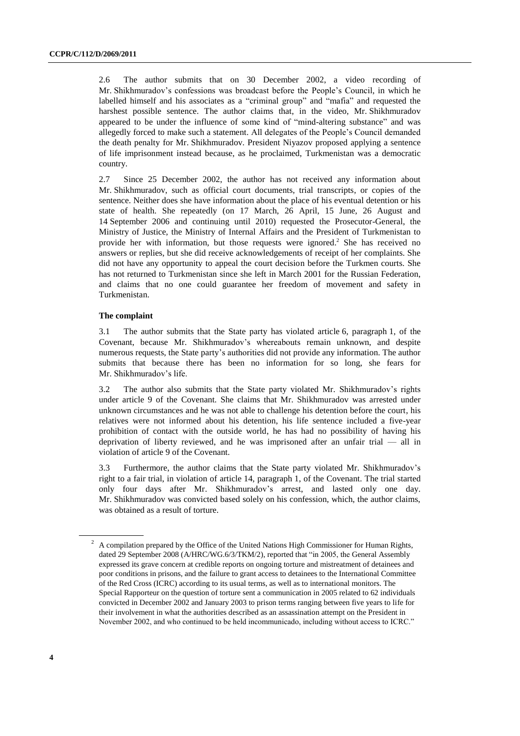2.6 The author submits that on 30 December 2002, a video recording of Mr. Shikhmuradov's confessions was broadcast before the People's Council, in which he labelled himself and his associates as a "criminal group" and "mafia" and requested the harshest possible sentence. The author claims that, in the video, Mr. Shikhmuradov appeared to be under the influence of some kind of "mind-altering substance" and was allegedly forced to make such a statement. All delegates of the People's Council demanded the death penalty for Mr. Shikhmuradov. President Niyazov proposed applying a sentence of life imprisonment instead because, as he proclaimed, Turkmenistan was a democratic country.

2.7 Since 25 December 2002, the author has not received any information about Mr. Shikhmuradov, such as official court documents, trial transcripts, or copies of the sentence. Neither does she have information about the place of his eventual detention or his state of health. She repeatedly (on 17 March, 26 April, 15 June, 26 August and 14 September 2006 and continuing until 2010) requested the Prosecutor-General, the Ministry of Justice, the Ministry of Internal Affairs and the President of Turkmenistan to provide her with information, but those requests were ignored.[2] She has received no answers or replies, but she did receive acknowledgements of receipt of her complaints. She did not have any opportunity to appeal the court decision before the Turkmen courts. She has not returned to Turkmenistan since she left in March 2001 for the Russian Federation, and claims that no one could guarantee her freedom of movement and safety in Turkmenistan.

**The complaint**

3.1 The author submits that the State party has violated article 6, paragraph 1, of the Covenant, because Mr. Shikhmuradov's whereabouts remain unknown, and despite numerous requests, the State party's authorities did not provide any information. The author submits that because there has been no information for so long, she fears for Mr. Shikhmuradov's life.

3.2 The author also submits that the State party violated Mr. Shikhmuradov's rights under article 9 of the Covenant. She claims that Mr. Shikhmuradov was arrested under unknown circumstances and he was not able to challenge his detention before the court, his relatives were not informed about his detention, his life sentence included a five-year prohibition of contact with the outside world, he has had no possibility of having his deprivation of liberty reviewed, and he was imprisoned after an unfair trial — all in violation of article 9 of the Covenant.

3.3 Furthermore, the author claims that the State party violated Mr. Shikhmuradov's right to a fair trial, in violation of article 14, paragraph 1, of the Covenant. The trial started only four days after Mr. Shikhmuradov's arrest, and lasted only one day. Mr. Shikhmuradov was convicted based solely on his confession, which, the author claims, was obtained as a result of torture.

[2] A compilation prepared by the Office of the United Nations High Commissioner for Human Rights, dated 29 September 2008 (A/HRC/WG.6/3/TKM/2), reported that "in 2005, the General Assembly expressed its grave concern at credible reports on ongoing torture and mistreatment of detainees and poor conditions in prisons, and the failure to grant access to detainees to the International Committee of the Red Cross (ICRC) according to its usual terms, as well as to international monitors. The Special Rapporteur on the question of torture sent a communication in 2005 related to 62 individuals convicted in December 2002 and January 2003 to prison terms ranging between five years to life for their involvement in what the authorities described as an assassination attempt on the President in November 2002, and who continued to be held incommunicado, including without access to ICRC."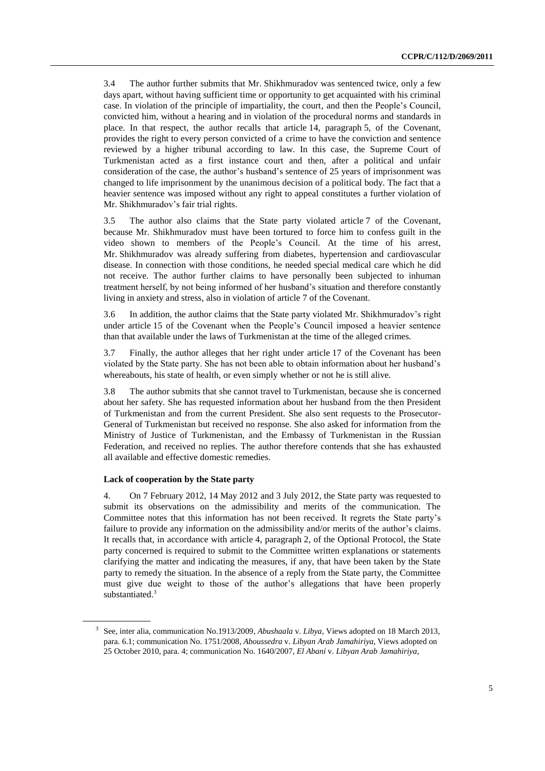3.4 The author further submits that Mr. Shikhmuradov was sentenced twice, only a few days apart, without having sufficient time or opportunity to get acquainted with his criminal case. In violation of the principle of impartiality, the court, and then the People's Council, convicted him, without a hearing and in violation of the procedural norms and standards in place. In that respect, the author recalls that article 14, paragraph 5, of the Covenant, provides the right to every person convicted of a crime to have the conviction and sentence reviewed by a higher tribunal according to law. In this case, the Supreme Court of Turkmenistan acted as a first instance court and then, after a political and unfair consideration of the case, the author's husband's sentence of 25 years of imprisonment was changed to life imprisonment by the unanimous decision of a political body. The fact that a heavier sentence was imposed without any right to appeal constitutes a further violation of Mr. Shikhmuradov's fair trial rights.

3.5 The author also claims that the State party violated article 7 of the Covenant, because Mr. Shikhmuradov must have been tortured to force him to confess guilt in the video shown to members of the People's Council. At the time of his arrest, Mr. Shikhmuradov was already suffering from diabetes, hypertension and cardiovascular disease. In connection with those conditions, he needed special medical care which he did not receive. The author further claims to have personally been subjected to inhuman treatment herself, by not being informed of her husband's situation and therefore constantly living in anxiety and stress, also in violation of article 7 of the Covenant.

3.6 In addition, the author claims that the State party violated Mr. Shikhmuradov's right under article 15 of the Covenant when the People's Council imposed a heavier sentence than that available under the laws of Turkmenistan at the time of the alleged crimes.

3.7 Finally, the author alleges that her right under article 17 of the Covenant has been violated by the State party. She has not been able to obtain information about her husband's whereabouts, his state of health, or even simply whether or not he is still alive.

3.8 The author submits that she cannot travel to Turkmenistan, because she is concerned about her safety. She has requested information about her husband from the then President of Turkmenistan and from the current President. She also sent requests to the Prosecutor-General of Turkmenistan but received no response. She also asked for information from the Ministry of Justice of Turkmenistan, and the Embassy of Turkmenistan in the Russian Federation, and received no replies. The author therefore contends that she has exhausted all available and effective domestic remedies.

### Lack of cooperation by the State party

4. On 7 February 2012, 14 May 2012 and 3 July 2012, the State party was requested to submit its observations on the admissibility and merits of the communication. The Committee notes that this information has not been received. It regrets the State party's failure to provide any information on the admissibility and/or merits of the author's claims. It recalls that, in accordance with article 4, paragraph 2, of the Optional Protocol, the State party concerned is required to submit to the Committee written explanations or statements clarifying the matter and indicating the measures, if any, that have been taken by the State party to remedy the situation. In the absence of a reply from the State party, the Committee must give due weight to those of the author's allegations that have been properly substantiated.[3]

---

[3] See, inter alia, communication No.1913/2009, *Abushaala* v. *Libya*, Views adopted on 18 March 2013, para. 6.1; communication No. 1751/2008, *Aboussedra* v. *Libyan Arab Jamahiriya*, Views adopted on 25 October 2010, para. 4; communication No. 1640/2007, *El Abani* v. *Libyan Arab Jamahiriya*,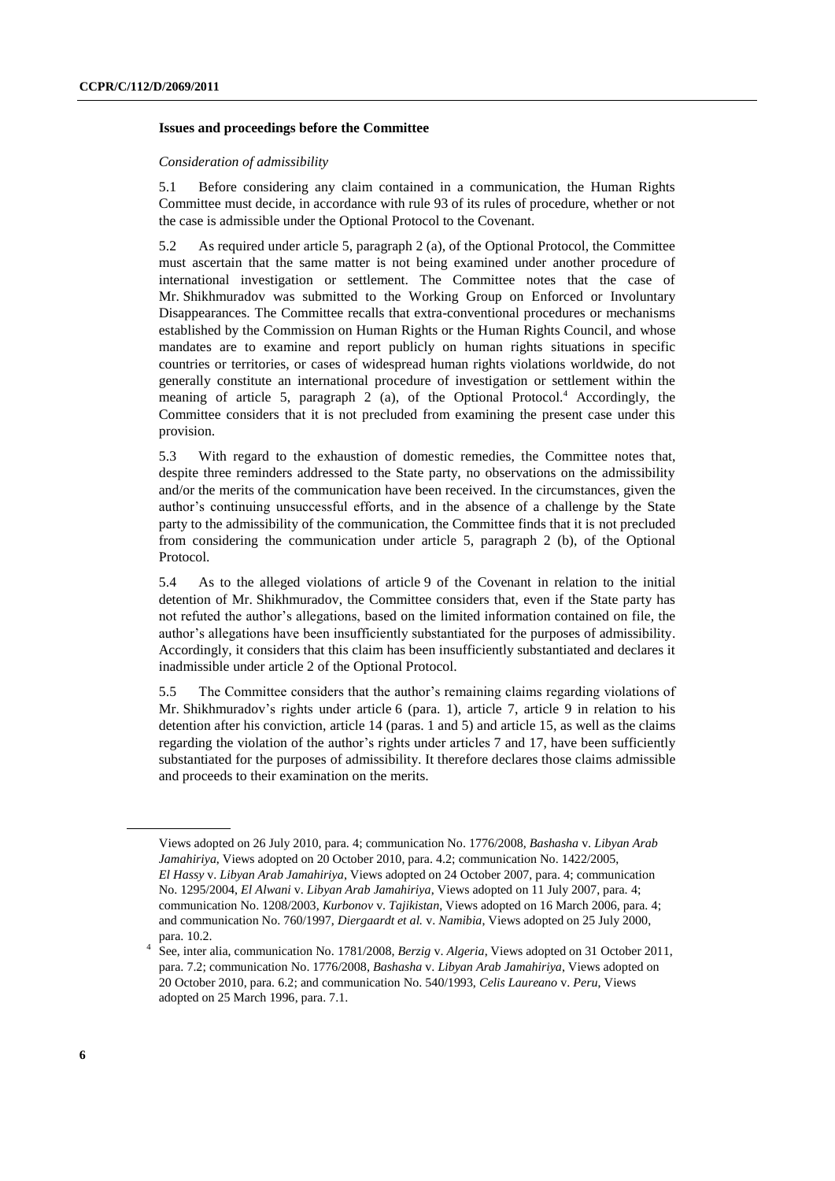### Issues and proceedings before the Committee

*Consideration of admissibility*

5.1 Before considering any claim contained in a communication, the Human Rights Committee must decide, in accordance with rule 93 of its rules of procedure, whether or not the case is admissible under the Optional Protocol to the Covenant.

5.2 As required under article 5, paragraph 2 (a), of the Optional Protocol, the Committee must ascertain that the same matter is not being examined under another procedure of international investigation or settlement. The Committee notes that the case of Mr. Shikhmuradov was submitted to the Working Group on Enforced or Involuntary Disappearances. The Committee recalls that extra-conventional procedures or mechanisms established by the Commission on Human Rights or the Human Rights Council, and whose mandates are to examine and report publicly on human rights situations in specific countries or territories, or cases of widespread human rights violations worldwide, do not generally constitute an international procedure of investigation or settlement within the meaning of article 5, paragraph 2 (a), of the Optional Protocol.[4] Accordingly, the Committee considers that it is not precluded from examining the present case under this provision.

5.3 With regard to the exhaustion of domestic remedies, the Committee notes that, despite three reminders addressed to the State party, no observations on the admissibility and/or the merits of the communication have been received. In the circumstances, given the author's continuing unsuccessful efforts, and in the absence of a challenge by the State party to the admissibility of the communication, the Committee finds that it is not precluded from considering the communication under article 5, paragraph 2 (b), of the Optional Protocol.

5.4 As to the alleged violations of article 9 of the Covenant in relation to the initial detention of Mr. Shikhmuradov, the Committee considers that, even if the State party has not refuted the author's allegations, based on the limited information contained on file, the author's allegations have been insufficiently substantiated for the purposes of admissibility. Accordingly, it considers that this claim has been insufficiently substantiated and declares it inadmissible under article 2 of the Optional Protocol.

5.5 The Committee considers that the author's remaining claims regarding violations of Mr. Shikhmuradov's rights under article 6 (para. 1), article 7, article 9 in relation to his detention after his conviction, article 14 (paras. 1 and 5) and article 15, as well as the claims regarding the violation of the author's rights under articles 7 and 17, have been sufficiently substantiated for the purposes of admissibility. It therefore declares those claims admissible and proceeds to their examination on the merits.

---

Views adopted on 26 July 2010, para. 4; communication No. 1776/2008, *Bashasha* v. *Libyan Arab Jamahiriya*, Views adopted on 20 October 2010, para. 4.2; communication No. 1422/2005, *El Hassy* v. *Libyan Arab Jamahiriya*, Views adopted on 24 October 2007, para. 4; communication No. 1295/2004, *El Alwani* v. *Libyan Arab Jamahiriya*, Views adopted on 11 July 2007, para. 4; communication No. 1208/2003, *Kurbonov* v. *Tajikistan*, Views adopted on 16 March 2006, para. 4; and communication No. 760/1997, *Diergaardt et al.* v. *Namibia*, Views adopted on 25 July 2000, para. 10.2.

[4] See, inter alia, communication No. 1781/2008, *Berzig* v. *Algeria*, Views adopted on 31 October 2011, para. 7.2; communication No. 1776/2008, *Bashasha* v. *Libyan Arab Jamahiriya*, Views adopted on 20 October 2010, para. 6.2; and communication No. 540/1993, *Celis Laureano* v. *Peru*, Views adopted on 25 March 1996, para. 7.1.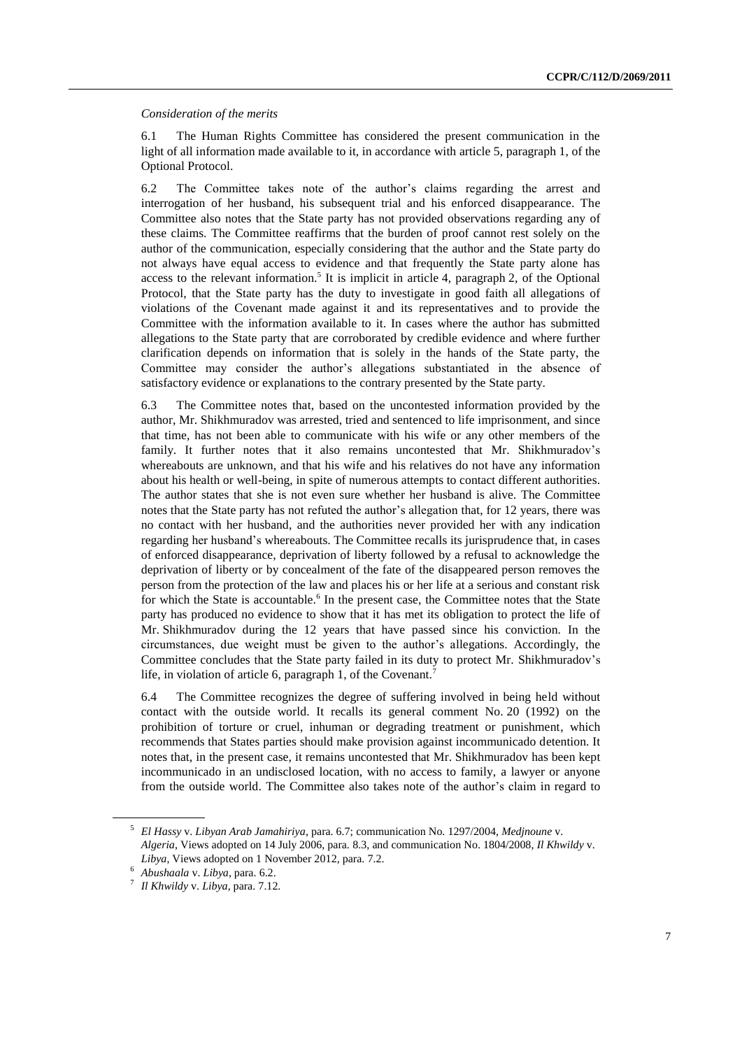*Consideration of the merits*

6.1 The Human Rights Committee has considered the present communication in the light of all information made available to it, in accordance with article 5, paragraph 1, of the Optional Protocol.

6.2 The Committee takes note of the author's claims regarding the arrest and interrogation of her husband, his subsequent trial and his enforced disappearance. The Committee also notes that the State party has not provided observations regarding any of these claims. The Committee reaffirms that the burden of proof cannot rest solely on the author of the communication, especially considering that the author and the State party do not always have equal access to evidence and that frequently the State party alone has access to the relevant information.[5] It is implicit in article 4, paragraph 2, of the Optional Protocol, that the State party has the duty to investigate in good faith all allegations of violations of the Covenant made against it and its representatives and to provide the Committee with the information available to it. In cases where the author has submitted allegations to the State party that are corroborated by credible evidence and where further clarification depends on information that is solely in the hands of the State party, the Committee may consider the author's allegations substantiated in the absence of satisfactory evidence or explanations to the contrary presented by the State party.

6.3 The Committee notes that, based on the uncontested information provided by the author, Mr. Shikhmuradov was arrested, tried and sentenced to life imprisonment, and since that time, has not been able to communicate with his wife or any other members of the family. It further notes that it also remains uncontested that Mr. Shikhmuradov's whereabouts are unknown, and that his wife and his relatives do not have any information about his health or well-being, in spite of numerous attempts to contact different authorities. The author states that she is not even sure whether her husband is alive. The Committee notes that the State party has not refuted the author's allegation that, for 12 years, there was no contact with her husband, and the authorities never provided her with any indication regarding her husband's whereabouts. The Committee recalls its jurisprudence that, in cases of enforced disappearance, deprivation of liberty followed by a refusal to acknowledge the deprivation of liberty or by concealment of the fate of the disappeared person removes the person from the protection of the law and places his or her life at a serious and constant risk for which the State is accountable.[6] In the present case, the Committee notes that the State party has produced no evidence to show that it has met its obligation to protect the life of Mr. Shikhmuradov during the 12 years that have passed since his conviction. In the circumstances, due weight must be given to the author's allegations. Accordingly, the Committee concludes that the State party failed in its duty to protect Mr. Shikhmuradov's life, in violation of article 6, paragraph 1, of the Covenant.[7]

6.4 The Committee recognizes the degree of suffering involved in being held without contact with the outside world. It recalls its general comment No. 20 (1992) on the prohibition of torture or cruel, inhuman or degrading treatment or punishment, which recommends that States parties should make provision against incommunicado detention. It notes that, in the present case, it remains uncontested that Mr. Shikhmuradov has been kept incommunicado in an undisclosed location, with no access to family, a lawyer or anyone from the outside world. The Committee also takes note of the author's claim in regard to

---

[5] *El Hassy* v. *Libyan Arab Jamahiriya*, para. 6.7; communication No. 1297/2004, *Medjnoune* v. *Algeria*, Views adopted on 14 July 2006, para. 8.3, and communication No. 1804/2008, *Il Khwildy* v. *Libya*, Views adopted on 1 November 2012, para. 7.2.

[6] *Abushaala* v. *Libya*, para. 6.2.

[7] *Il Khwildy* v. *Libya*, para. 7.12.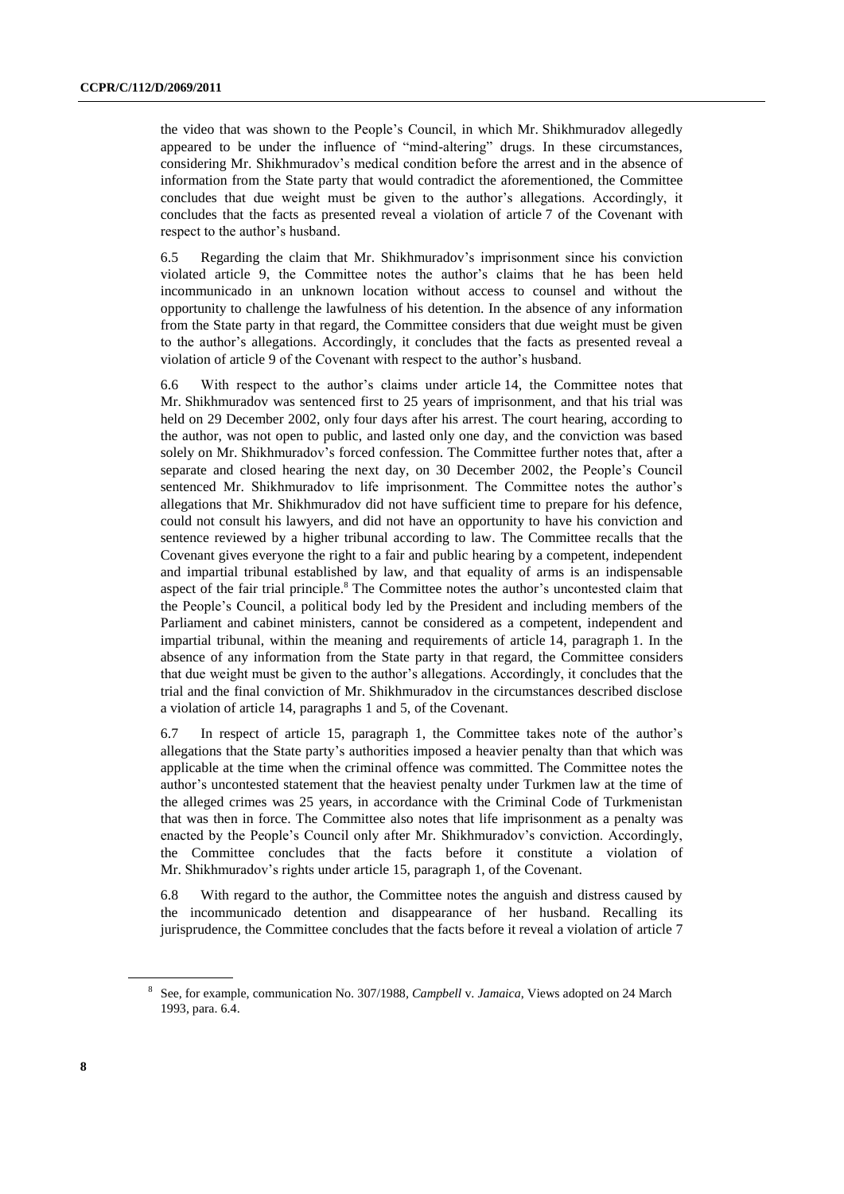the video that was shown to the People's Council, in which Mr. Shikhmuradov allegedly appeared to be under the influence of "mind-altering" drugs. In these circumstances, considering Mr. Shikhmuradov's medical condition before the arrest and in the absence of information from the State party that would contradict the aforementioned, the Committee concludes that due weight must be given to the author's allegations. Accordingly, it concludes that the facts as presented reveal a violation of article 7 of the Covenant with respect to the author's husband.

6.5 Regarding the claim that Mr. Shikhmuradov's imprisonment since his conviction violated article 9, the Committee notes the author's claims that he has been held incommunicado in an unknown location without access to counsel and without the opportunity to challenge the lawfulness of his detention. In the absence of any information from the State party in that regard, the Committee considers that due weight must be given to the author's allegations. Accordingly, it concludes that the facts as presented reveal a violation of article 9 of the Covenant with respect to the author's husband.

6.6 With respect to the author's claims under article 14, the Committee notes that Mr. Shikhmuradov was sentenced first to 25 years of imprisonment, and that his trial was held on 29 December 2002, only four days after his arrest. The court hearing, according to the author, was not open to public, and lasted only one day, and the conviction was based solely on Mr. Shikhmuradov's forced confession. The Committee further notes that, after a separate and closed hearing the next day, on 30 December 2002, the People's Council sentenced Mr. Shikhmuradov to life imprisonment. The Committee notes the author's allegations that Mr. Shikhmuradov did not have sufficient time to prepare for his defence, could not consult his lawyers, and did not have an opportunity to have his conviction and sentence reviewed by a higher tribunal according to law. The Committee recalls that the Covenant gives everyone the right to a fair and public hearing by a competent, independent and impartial tribunal established by law, and that equality of arms is an indispensable aspect of the fair trial principle.[8] The Committee notes the author's uncontested claim that the People's Council, a political body led by the President and including members of the Parliament and cabinet ministers, cannot be considered as a competent, independent and impartial tribunal, within the meaning and requirements of article 14, paragraph 1. In the absence of any information from the State party in that regard, the Committee considers that due weight must be given to the author's allegations. Accordingly, it concludes that the trial and the final conviction of Mr. Shikhmuradov in the circumstances described disclose a violation of article 14, paragraphs 1 and 5, of the Covenant.

6.7 In respect of article 15, paragraph 1, the Committee takes note of the author's allegations that the State party's authorities imposed a heavier penalty than that which was applicable at the time when the criminal offence was committed. The Committee notes the author's uncontested statement that the heaviest penalty under Turkmen law at the time of the alleged crimes was 25 years, in accordance with the Criminal Code of Turkmenistan that was then in force. The Committee also notes that life imprisonment as a penalty was enacted by the People's Council only after Mr. Shikhmuradov's conviction. Accordingly, the Committee concludes that the facts before it constitute a violation of Mr. Shikhmuradov's rights under article 15, paragraph 1, of the Covenant.

6.8 With regard to the author, the Committee notes the anguish and distress caused by the incommunicado detention and disappearance of her husband. Recalling its jurisprudence, the Committee concludes that the facts before it reveal a violation of article 7

---

[8] See, for example, communication No. 307/1988, *Campbell* v. *Jamaica*, Views adopted on 24 March 1993, para. 6.4.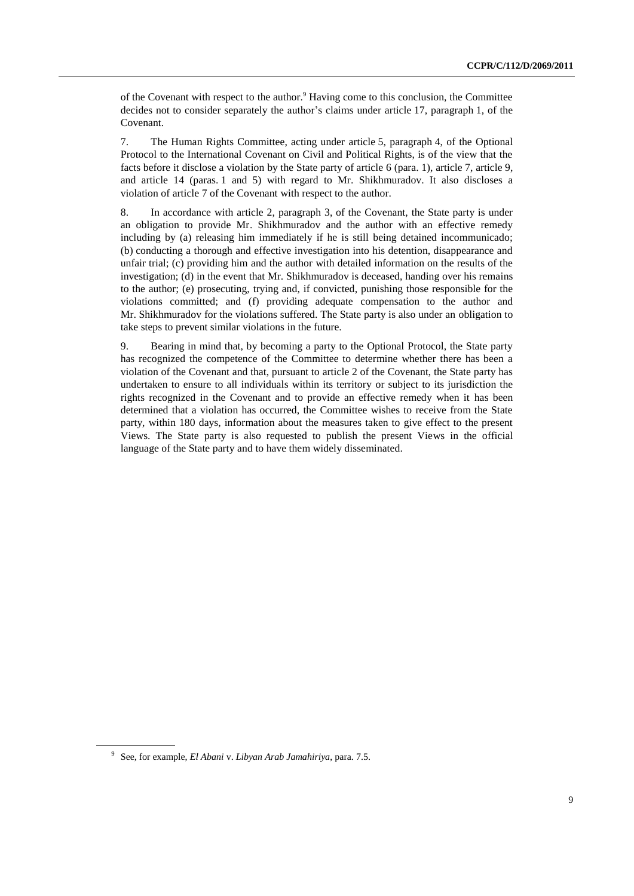of the Covenant with respect to the author.[9] Having come to this conclusion, the Committee decides not to consider separately the author's claims under article 17, paragraph 1, of the Covenant.

7. The Human Rights Committee, acting under article 5, paragraph 4, of the Optional Protocol to the International Covenant on Civil and Political Rights, is of the view that the facts before it disclose a violation by the State party of article 6 (para. 1), article 7, article 9, and article 14 (paras. 1 and 5) with regard to Mr. Shikhmuradov. It also discloses a violation of article 7 of the Covenant with respect to the author.

8. In accordance with article 2, paragraph 3, of the Covenant, the State party is under an obligation to provide Mr. Shikhmuradov and the author with an effective remedy including by (a) releasing him immediately if he is still being detained incommunicado; (b) conducting a thorough and effective investigation into his detention, disappearance and unfair trial; (c) providing him and the author with detailed information on the results of the investigation; (d) in the event that Mr. Shikhmuradov is deceased, handing over his remains to the author; (e) prosecuting, trying and, if convicted, punishing those responsible for the violations committed; and (f) providing adequate compensation to the author and Mr. Shikhmuradov for the violations suffered. The State party is also under an obligation to take steps to prevent similar violations in the future.

9. Bearing in mind that, by becoming a party to the Optional Protocol, the State party has recognized the competence of the Committee to determine whether there has been a violation of the Covenant and that, pursuant to article 2 of the Covenant, the State party has undertaken to ensure to all individuals within its territory or subject to its jurisdiction the rights recognized in the Covenant and to provide an effective remedy when it has been determined that a violation has occurred, the Committee wishes to receive from the State party, within 180 days, information about the measures taken to give effect to the present Views. The State party is also requested to publish the present Views in the official language of the State party and to have them widely disseminated.

[9] See, for example, *El Abani* v. *Libyan Arab Jamahiriya*, para. 7.5.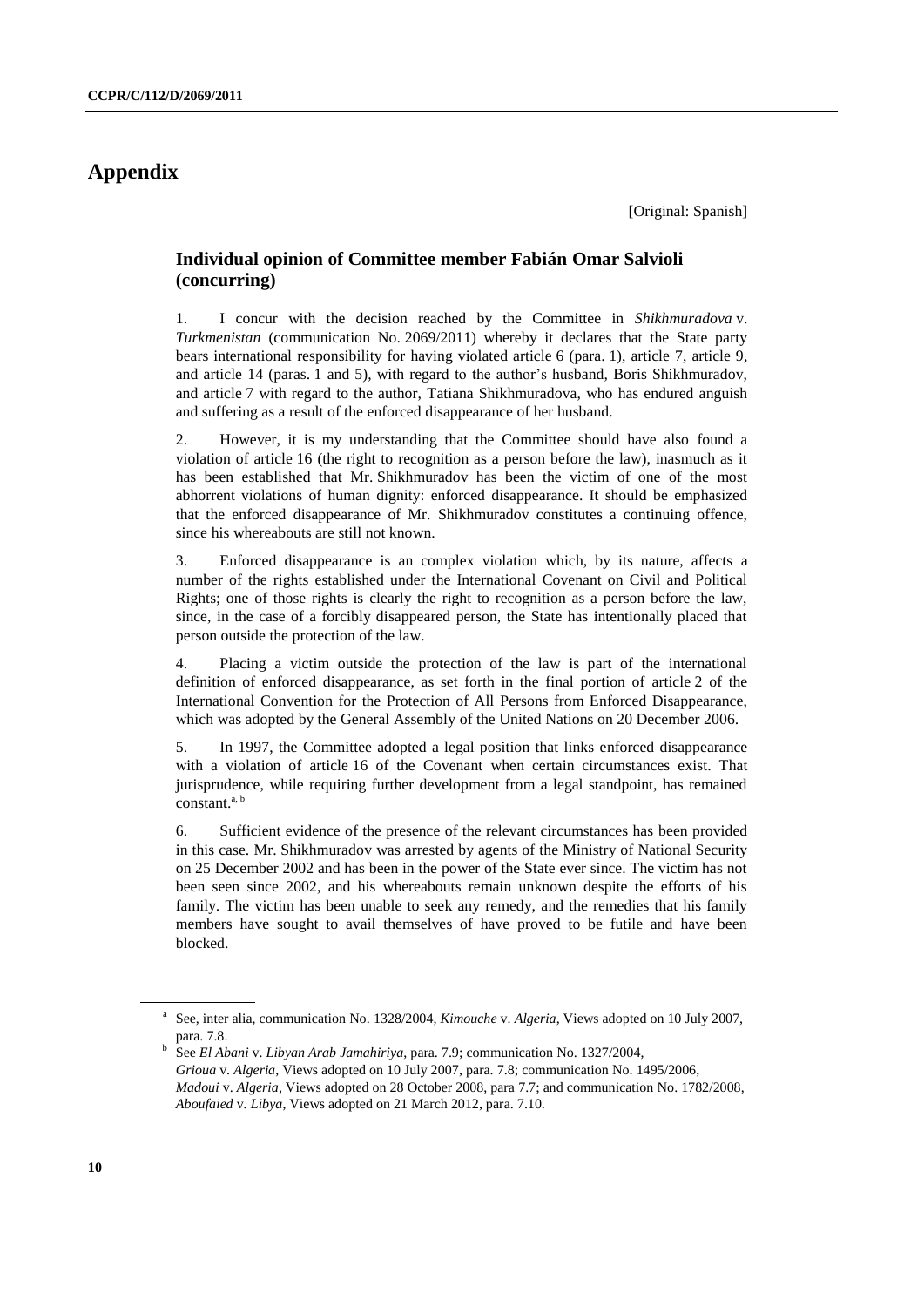# Appendix

[Original: Spanish]

## Individual opinion of Committee member Fabián Omar Salvioli (concurring)

1. I concur with the decision reached by the Committee in *Shikhmuradova* v. *Turkmenistan* (communication No. 2069/2011) whereby it declares that the State party bears international responsibility for having violated article 6 (para. 1), article 7, article 9, and article 14 (paras. 1 and 5), with regard to the author's husband, Boris Shikhmuradov, and article 7 with regard to the author, Tatiana Shikhmuradova, who has endured anguish and suffering as a result of the enforced disappearance of her husband.

2. However, it is my understanding that the Committee should have also found a violation of article 16 (the right to recognition as a person before the law), inasmuch as it has been established that Mr. Shikhmuradov has been the victim of one of the most abhorrent violations of human dignity: enforced disappearance. It should be emphasized that the enforced disappearance of Mr. Shikhmuradov constitutes a continuing offence, since his whereabouts are still not known.

3. Enforced disappearance is an complex violation which, by its nature, affects a number of the rights established under the International Covenant on Civil and Political Rights; one of those rights is clearly the right to recognition as a person before the law, since, in the case of a forcibly disappeared person, the State has intentionally placed that person outside the protection of the law.

4. Placing a victim outside the protection of the law is part of the international definition of enforced disappearance, as set forth in the final portion of article 2 of the International Convention for the Protection of All Persons from Enforced Disappearance, which was adopted by the General Assembly of the United Nations on 20 December 2006.

5. In 1997, the Committee adopted a legal position that links enforced disappearance with a violation of article 16 of the Covenant when certain circumstances exist. That jurisprudence, while requiring further development from a legal standpoint, has remained constant.[a, b]

6. Sufficient evidence of the presence of the relevant circumstances has been provided in this case. Mr. Shikhmuradov was arrested by agents of the Ministry of National Security on 25 December 2002 and has been in the power of the State ever since. The victim has not been seen since 2002, and his whereabouts remain unknown despite the efforts of his family. The victim has been unable to seek any remedy, and the remedies that his family members have sought to avail themselves of have proved to be futile and have been blocked.

---

[a] See, inter alia, communication No. 1328/2004, *Kimouche* v. *Algeria*, Views adopted on 10 July 2007, para. 7.8.

[b] See *El Abani* v. *Libyan Arab Jamahiriya*, para. 7.9; communication No. 1327/2004, *Grioua* v. *Algeria*, Views adopted on 10 July 2007, para. 7.8; communication No. 1495/2006, *Madoui* v. *Algeria*, Views adopted on 28 October 2008, para 7.7; and communication No. 1782/2008, *Aboufaied* v. *Libya*, Views adopted on 21 March 2012, para. 7.10.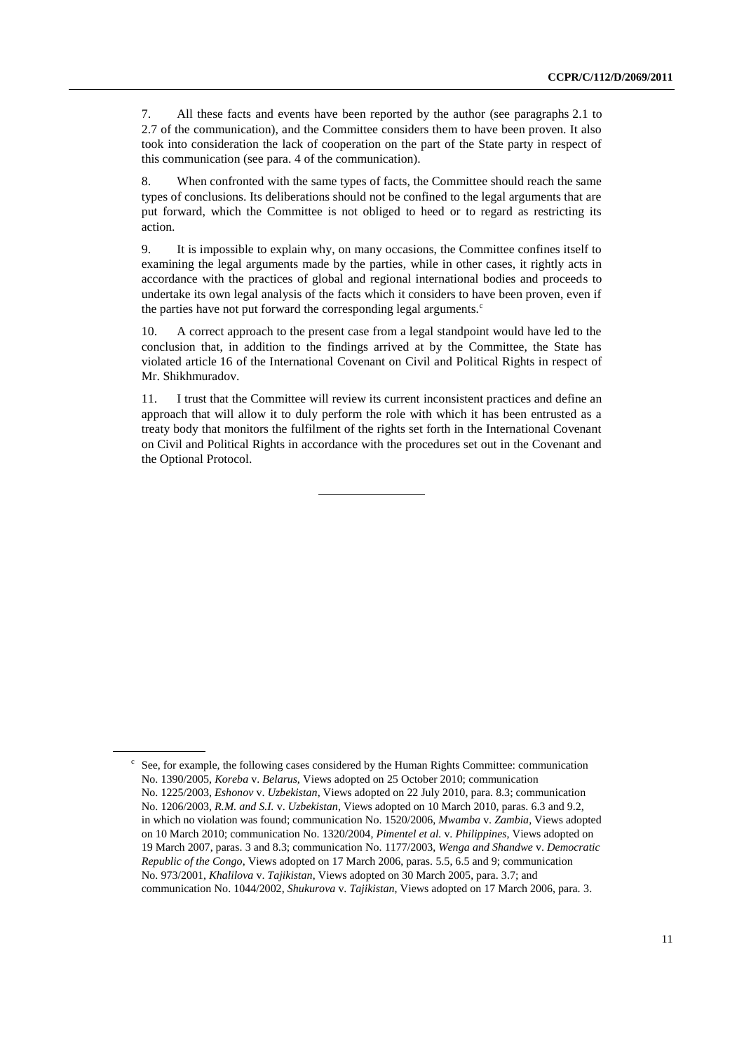7. All these facts and events have been reported by the author (see paragraphs 2.1 to 2.7 of the communication), and the Committee considers them to have been proven. It also took into consideration the lack of cooperation on the part of the State party in respect of this communication (see para. 4 of the communication).

8. When confronted with the same types of facts, the Committee should reach the same types of conclusions. Its deliberations should not be confined to the legal arguments that are put forward, which the Committee is not obliged to heed or to regard as restricting its action.

9. It is impossible to explain why, on many occasions, the Committee confines itself to examining the legal arguments made by the parties, while in other cases, it rightly acts in accordance with the practices of global and regional international bodies and proceeds to undertake its own legal analysis of the facts which it considers to have been proven, even if the parties have not put forward the corresponding legal arguments.[c]

10. A correct approach to the present case from a legal standpoint would have led to the conclusion that, in addition to the findings arrived at by the Committee, the State has violated article 16 of the International Covenant on Civil and Political Rights in respect of Mr. Shikhmuradov.

11. I trust that the Committee will review its current inconsistent practices and define an approach that will allow it to duly perform the role with which it has been entrusted as a treaty body that monitors the fulfilment of the rights set forth in the International Covenant on Civil and Political Rights in accordance with the procedures set out in the Covenant and the Optional Protocol.

---

[c] See, for example, the following cases considered by the Human Rights Committee: communication No. 1390/2005, *Koreba* v. *Belarus*, Views adopted on 25 October 2010; communication No. 1225/2003, *Eshonov* v. *Uzbekistan*, Views adopted on 22 July 2010, para. 8.3; communication No. 1206/2003, *R.M. and S.I.* v. *Uzbekistan*, Views adopted on 10 March 2010, paras. 6.3 and 9.2, in which no violation was found; communication No. 1520/2006, *Mwamba* v. *Zambia*, Views adopted on 10 March 2010; communication No. 1320/2004, *Pimentel et al.* v. *Philippines*, Views adopted on 19 March 2007, paras. 3 and 8.3; communication No. 1177/2003, *Wenga and Shandwe* v. *Democratic Republic of the Congo*, Views adopted on 17 March 2006, paras. 5.5, 6.5 and 9; communication No. 973/2001, *Khalilova* v. *Tajikistan*, Views adopted on 30 March 2005, para. 3.7; and communication No. 1044/2002, *Shukurova* v. *Tajikistan*, Views adopted on 17 March 2006, para. 3.